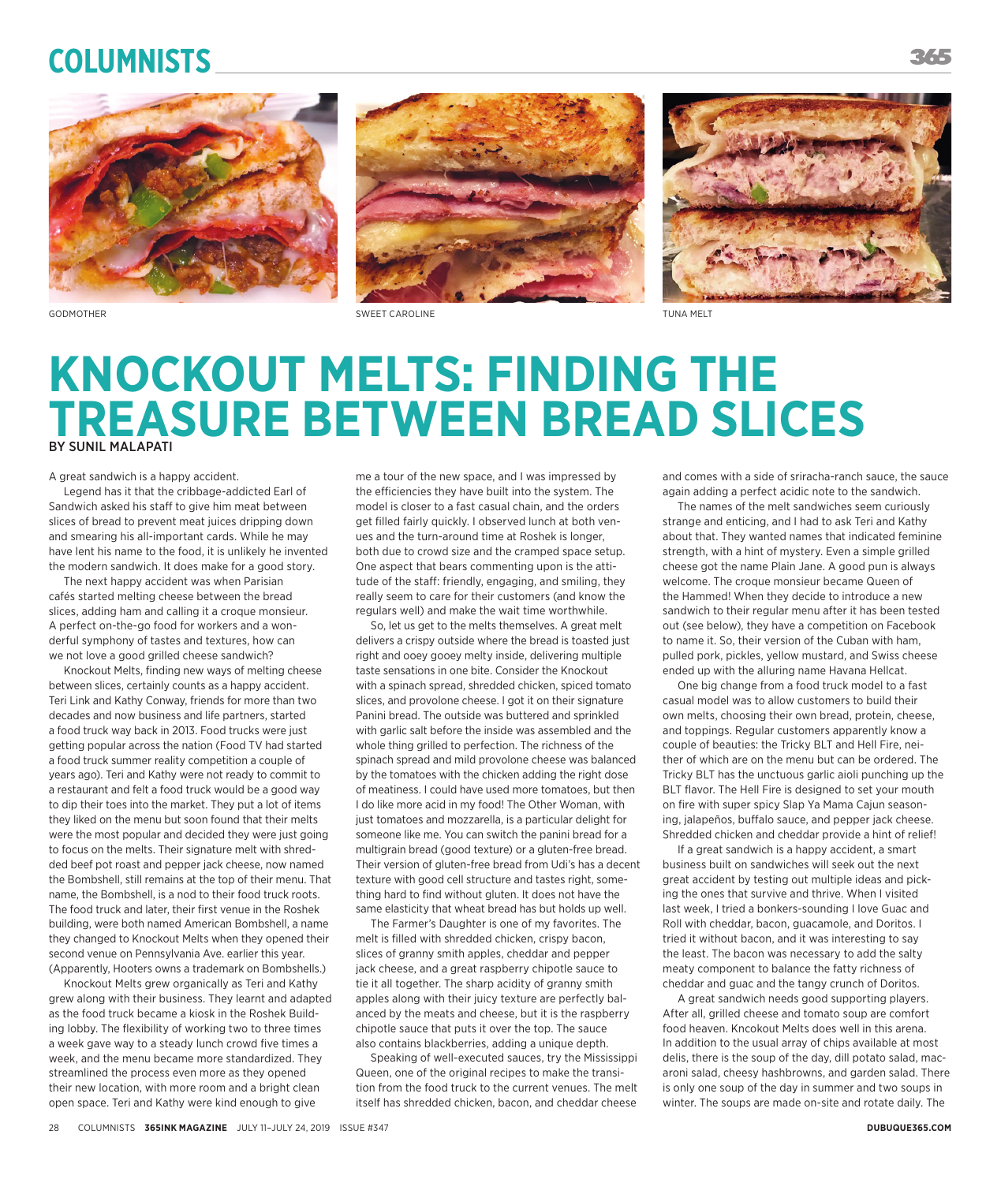GODMOTHER

SWEET CAROLINE

TUNA MELT

# KNOCKOUT MELTS: FINDING THE TREASURE BETWEEN BREAD SLICES

BY SUNIL MALAPATI

A great sandwich is a happy accident.

Legend has it that the cribbage-addicted Earl of Sandwich asked his staff to give him meat between slices of bread to prevent meat juices dripping down and smearing his all-important cards. While he may have lent his name to the food, it is unlikely he invented the modern sandwich. It does make for a good story.

The next happy accident was when Parisian cafés started melting cheese between the bread slices, adding ham and calling it a croque monsieur. A perfect on-the-go food for workers and a wonderful symphony of tastes and textures, how can we not love a good grilled cheese sandwich?

Knockout Melts, finding new ways of melting cheese between slices, certainly counts as a happy accident. Teri Link and Kathy Conway, friends for more than two decades and now business and life partners, started a food truck way back in 2013. Food trucks were just getting popular across the nation (Food TV had started a food truck summer reality competition a couple of years ago). Teri and Kathy were not ready to commit to a restaurant and felt a food truck would be a good way to dip their toes into the market. They put a lot of items they liked on the menu but soon found that their melts were the most popular and decided they were just going to focus on the melts. Their signature melt with shredded beef pot roast and pepper jack cheese, now named the Bombshell, still remains at the top of their menu. That name, the Bombshell, is a nod to their food truck roots. The food truck and later, their first venue in the Roshek building, were both named American Bombshell, a name they changed to Knockout Melts when they opened their second venue on Pennsylvania Ave. earlier this year. (Apparently, Hooters owns a trademark on Bombshells.)

Knockout Melts grew organically as Teri and Kathy grew along with their business. They learnt and adapted as the food truck became a kiosk in the Roshek Building lobby. The flexibility of working two to three times a week gave way to a steady lunch crowd five times a week, and the menu became more standardized. They streamlined the process even more as they opened their new location, with more room and a bright clean open space. Teri and Kathy were kind enough to give me a tour of the new space, and I was impressed by the efficiencies they have built into the system. The model is closer to a fast casual chain, and the orders get filled fairly quickly. I observed lunch at both venues and the turn-around time at Roshek is longer, both due to crowd size and the cramped space setup. One aspect that bears commenting upon is the attitude of the staff: friendly, engaging, and smiling, they really seem to care for their customers (and know the regulars well) and make the wait time worthwhile.

So, let us get to the melts themselves. A great melt delivers a crispy outside where the bread is toasted just right and ooey gooey melty inside, delivering multiple taste sensations in one bite. Consider the Knockout with a spinach spread, shredded chicken, spiced tomato slices, and provolone cheese. I got it on their signature Panini bread. The outside was buttered and sprinkled with garlic salt before the inside was assembled and the whole thing grilled to perfection. The richness of the spinach spread and mild provolone cheese was balanced by the tomatoes with the chicken adding the right dose of meatiness. I could have used more tomatoes, but then I do like more acid in my food! The Other Woman, with just tomatoes and mozzarella, is a particular delight for someone like me. You can switch the panini bread for a multigrain bread (good texture) or a gluten-free bread. Their version of gluten-free bread from Udi's has a decent texture with good cell structure and tastes right, something hard to find without gluten. It does not have the same elasticity that wheat bread has but holds up well.

The Farmer's Daughter is one of my favorites. The melt is filled with shredded chicken, crispy bacon, slices of granny smith apples, cheddar and pepper jack cheese, and a great raspberry chipotle sauce to tie it all together. The sharp acidity of granny smith apples along with their juicy texture are perfectly balanced by the meats and cheese, but it is the raspberry chipotle sauce that puts it over the top. The sauce also contains blackberries, adding a unique depth.

Speaking of well-executed sauces, try the Mississippi Queen, one of the original recipes to make the transition from the food truck to the current venues. The melt itself has shredded chicken, bacon, and cheddar cheese and comes with a side of sriracha-ranch sauce, the sauce again adding a perfect acidic note to the sandwich.

The names of the melt sandwiches seem curiously strange and enticing, and I had to ask Teri and Kathy about that. They wanted names that indicated feminine strength, with a hint of mystery. Even a simple grilled cheese got the name Plain Jane. A good pun is always welcome. The croque monsieur became Queen of the Hammed! When they decide to introduce a new sandwich to their regular menu after it has been tested out (see below), they have a competition on Facebook to name it. So, their version of the Cuban with ham, pulled pork, pickles, yellow mustard, and Swiss cheese ended up with the alluring name Havana Hellcat.

One big change from a food truck model to a fast casual model was to allow customers to build their own melts, choosing their own bread, protein, cheese, and toppings. Regular customers apparently know a couple of beauties: the Tricky BLT and Hell Fire, neither of which are on the menu but can be ordered. The Tricky BLT has the unctuous garlic aioli punching up the BLT flavor. The Hell Fire is designed to set your mouth on fire with super spicy Slap Ya Mama Cajun seasoning, jalapeños, buffalo sauce, and pepper jack cheese. Shredded chicken and cheddar provide a hint of relief!

If a great sandwich is a happy accident, a smart business built on sandwiches will seek out the next great accident by testing out multiple ideas and picking the ones that survive and thrive. When I visited last week, I tried a bonkers-sounding I love Guac and Roll with cheddar, bacon, guacamole, and Doritos. I tried it without bacon, and it was interesting to say the least. The bacon was necessary to add the salty meaty component to balance the fatty richness of cheddar and guac and the tangy crunch of Doritos.

A great sandwich needs good supporting players. After all, grilled cheese and tomato soup are comfort food heaven. Kncokout Melts does well in this arena. In addition to the usual array of chips available at most delis, there is the soup of the day, dill potato salad, macaroni salad, cheesy hashbrowns, and garden salad. There is only one soup of the day in summer and two soups in winter. The soups are made on-site and rotate daily. The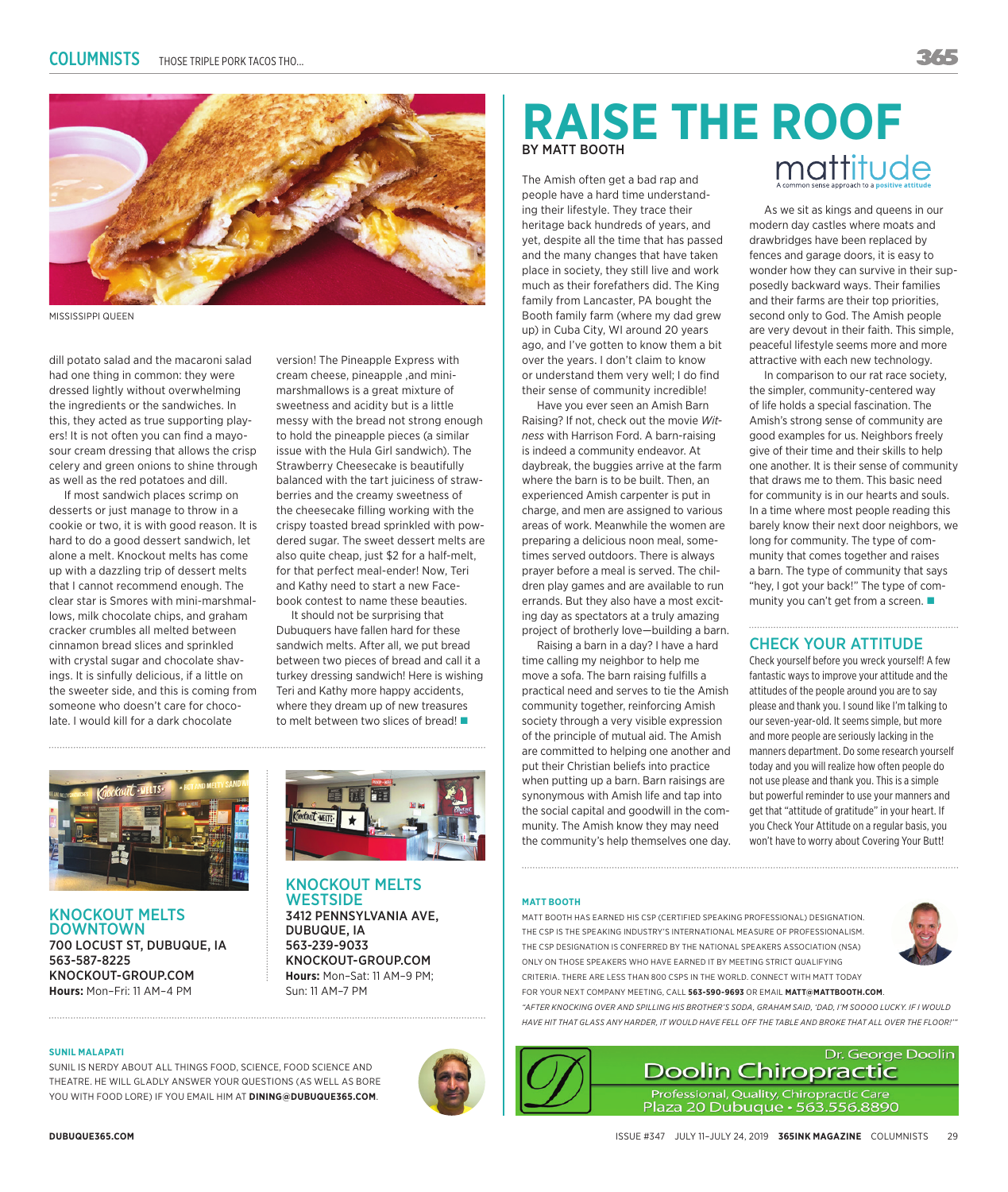MISSISSIPPI QUEEN

dill potato salad and the macaroni salad had one thing in common: they were dressed lightly without overwhelming the ingredients or the sandwiches. In this, they acted as true supporting players! It is not often you can find a mayo-sour cream dressing that allows the crisp celery and green onions to shine through as well as the red potatoes and dill.

If most sandwich places scrimp on desserts or just manage to throw in a cookie or two, it is with good reason. It is hard to do a good dessert sandwich, let alone a melt. Knockout melts has come up with a dazzling trip of dessert melts that I cannot recommend enough. The clear star is Smores with mini-marshmallows, milk chocolate chips, and graham cracker crumbles all melted between cinnamon bread slices and sprinkled with crystal sugar and chocolate shavings. It is sinfully delicious, if a little on the sweeter side, and this is coming from someone who doesn't care for chocolate. I would kill for a dark chocolate version! The Pineapple Express with cream cheese, pineapple ,and mini-marshmallows is a great mixture of sweetness and acidity but is a little messy with the bread not strong enough to hold the pineapple pieces (a similar issue with the Hula Girl sandwich). The Strawberry Cheesecake is beautifully balanced with the tart juiciness of strawberries and the creamy sweetness of the cheesecake filling working with the crispy toasted bread sprinkled with powdered sugar. The sweet dessert melts are also quite cheap, just $2 for a half-melt, for that perfect meal-ender! Now, Teri and Kathy need to start a new Facebook contest to name these beauties.

It should not be surprising that Dubuquers have fallen hard for these sandwich melts. After all, we put bread between two pieces of bread and call it a turkey dressing sandwich! Here is wishing Teri and Kathy more happy accidents, where they dream up of new treasures to melt between two slices of bread! ■

### KNOCKOUT MELTS DOWNTOWN

**700 LOCUST ST, DUBUQUE, IA**
**563-587-8225**
**KNOCKOUT-GROUP.COM**
**Hours:** Mon–Fri: 11 AM–4 PM

### KNOCKOUT MELTS WESTSIDE

**3412 PENNSYLVANIA AVE, DUBUQUE, IA**
**563-239-9033**
**KNOCKOUT-GROUP.COM**
**Hours:** Mon–Sat: 11 AM–9 PM; Sun: 11 AM–7 PM

**SUNIL MALAPATI**

SUNIL IS NERDY ABOUT ALL THINGS FOOD, SCIENCE, FOOD SCIENCE AND THEATRE. HE WILL GLADLY ANSWER YOUR QUESTIONS (AS WELL AS BORE YOU WITH FOOD LORE) IF YOU EMAIL HIM AT **DINING@DUBUQUE365.COM**.

# RAISE THE ROOF

BY MATT BOOTH

mattitude
A common sense approach to a positive attitude

The Amish often get a bad rap and people have a hard time understanding their lifestyle. They trace their heritage back hundreds of years, and yet, despite all the time that has passed and the many changes that have taken place in society, they still live and work much as their forefathers did. The King family from Lancaster, PA bought the Booth family farm (where my dad grew up) in Cuba City, WI around 20 years ago, and I've gotten to know them a bit over the years. I don't claim to know or understand them very well; I do find their sense of community incredible!

Have you ever seen an Amish Barn Raising? If not, check out the movie *Witness* with Harrison Ford. A barn-raising is indeed a community endeavor. At daybreak, the buggies arrive at the farm where the barn is to be built. Then, an experienced Amish carpenter is put in charge, and men are assigned to various areas of work. Meanwhile the women are preparing a delicious noon meal, sometimes served outdoors. There is always prayer before a meal is served. The children play games and are available to run errands. But they also have a most exciting day as spectators at a truly amazing project of brotherly love—building a barn.

Raising a barn in a day? I have a hard time calling my neighbor to help me move a sofa. The barn raising fulfills a practical need and serves to tie the Amish community together, reinforcing Amish society through a very visible expression of the principle of mutual aid. The Amish are committed to helping one another and put their Christian beliefs into practice when putting up a barn. Barn raisings are synonymous with Amish life and tap into the social capital and goodwill in the community. The Amish know they may need the community's help themselves one day.

As we sit as kings and queens in our modern day castles where moats and drawbridges have been replaced by fences and garage doors, it is easy to wonder how they can survive in their supposedly backward ways. Their families and their farms are their top priorities, second only to God. The Amish people are very devout in their faith. This simple, peaceful lifestyle seems more and more attractive with each new technology.

In comparison to our rat race society, the simpler, community-centered way of life holds a special fascination. The Amish's strong sense of community are good examples for us. Neighbors freely give of their time and their skills to help one another. It is their sense of community that draws me to them. This basic need for community is in our hearts and souls. In a time where most people reading this barely know their next door neighbors, we long for community. The type of community that comes together and raises a barn. The type of community that says "hey, I got your back!" The type of community you can't get from a screen. ■

## CHECK YOUR ATTITUDE

Check yourself before you wreck yourself! A few fantastic ways to improve your attitude and the attitudes of the people around you are to say please and thank you. I sound like I'm talking to our seven-year-old. It seems simple, but more and more people are seriously lacking in the manners department. Do some research yourself today and you will realize how often people do not use please and thank you. This is a simple but powerful reminder to use your manners and get that "attitude of gratitude" in your heart. If you Check Your Attitude on a regular basis, you won't have to worry about Covering Your Butt!

**MATT BOOTH**

MATT BOOTH HAS EARNED HIS CSP (CERTIFIED SPEAKING PROFESSIONAL) DESIGNATION. THE CSP IS THE SPEAKING INDUSTRY'S INTERNATIONAL MEASURE OF PROFESSIONALISM. THE CSP DESIGNATION IS CONFERRED BY THE NATIONAL SPEAKERS ASSOCIATION (NSA) ONLY ON THOSE SPEAKERS WHO HAVE EARNED IT BY MEETING STRICT QUALIFYING CRITERIA. THERE ARE LESS THAN 800 CSPS IN THE WORLD. CONNECT WITH MATT TODAY FOR YOUR NEXT COMPANY MEETING, CALL **563-590-9693** OR EMAIL **MATT@MATTBOOTH.COM**.

*"AFTER KNOCKING OVER AND SPILLING HIS BROTHER'S SODA, GRAHAM SAID, 'DAD, I'M SOOOO LUCKY. IF I WOULD HAVE HIT THAT GLASS ANY HARDER, IT WOULD HAVE FELL OFF THE TABLE AND BROKE THAT ALL OVER THE FLOOR!'"*

Dr. George Doolin
Doolin Chiropractic
Professional, Quality, Chiropractic Care
Plaza 20 Dubuque • 563.556.8890